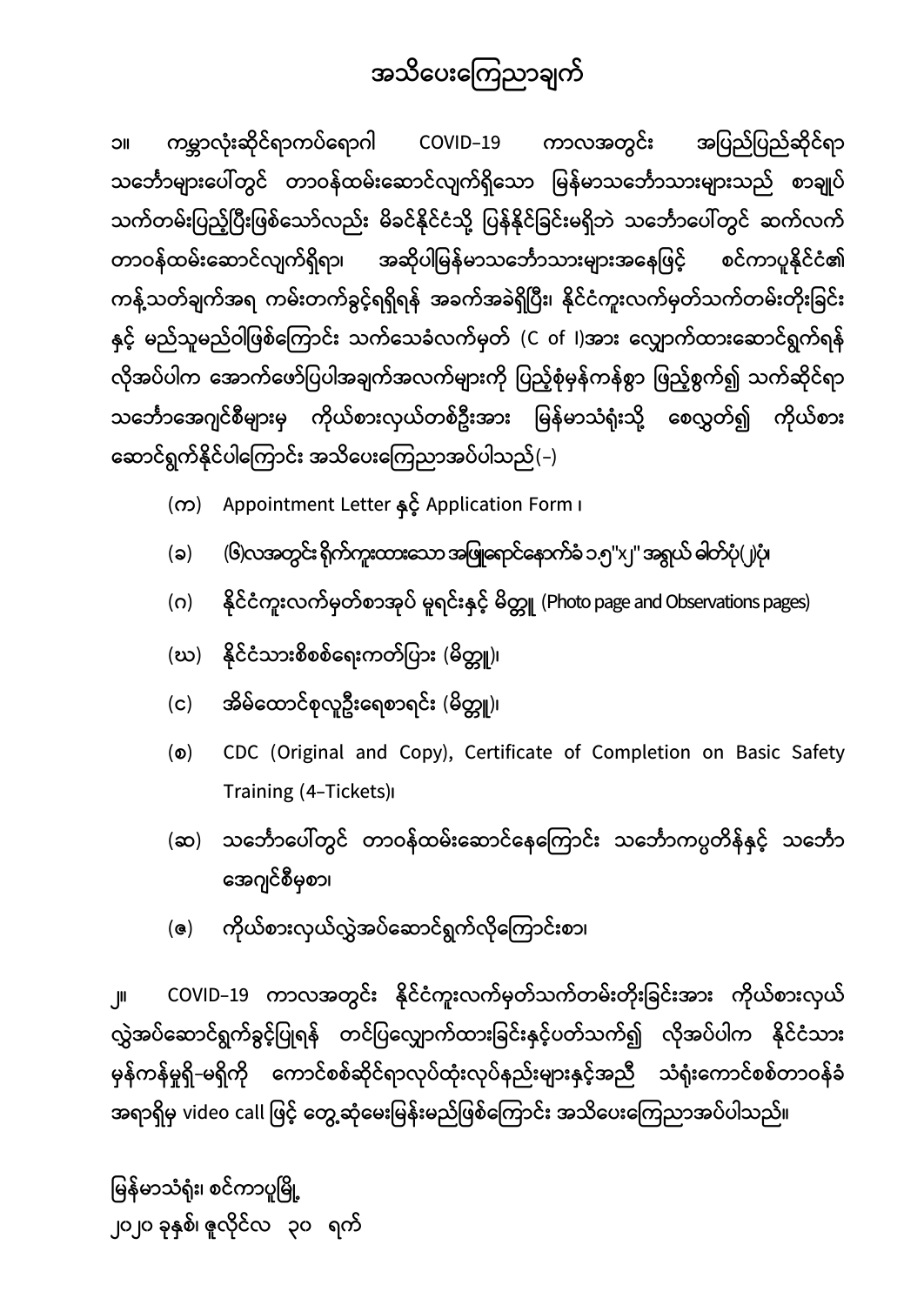# အသိပေးကြေညာချက်

၁။ ကမ္ဘာလုံးဆိုင်ရာကပ်ရောဂါ COVID–19 ကာလအတွင်း အပြည်ပြည်ဆိုင်ရာ သင်္ဘောများပေါ်တွင် တာဝန်ထမ်းဆောင်လျက်ရှိသော မြန်မာသင်္ဘောသားများသည် စာချုပ်သက်တမ်းပြည့်ပြီးဖြစ်သော်လည်း မိခင်နိုင်ငံသို့ ပြန်နိုင်ခြင်းမရှိဘဲ သင်္ဘောပေါ်တွင် ဆက်လက်တာဝန်ထမ်းဆောင်လျက်ရှိရာ၊ အဆိုပါမြန်မာသင်္ဘောသားများအနေဖြင့် စင်ကာပူနိုင်ငံ၏ကန့်သတ်ချက်အရ ကမ်းတက်ခွင့်ရရှိရန် အခက်အခဲရှိပြီး၊ နိုင်ငံကူးလက်မှတ်သက်တမ်းတိုးခြင်းနှင့် မည်သူမည်ဝါဖြစ်ကြောင်း သက်သေခံလက်မှတ် (C of I)အား လျှောက်ထားဆောင်ရွက်ရန် လိုအပ်ပါက အောက်ဖော်ပြပါအချက်အလက်များကို ပြည့်စုံမှန်ကန်စွာ ဖြည့်စွက်၍ သက်ဆိုင်ရာသင်္ဘောအေဂျင်စီများမှ ကိုယ်စားလှယ်တစ်ဦးအား မြန်မာသံရုံးသို့ စေလွှတ်၍ ကိုယ်စားဆောင်ရွက်နိုင်ပါကြောင်း အသိပေးကြေညာအပ်ပါသည်(–)

(က) Appointment Letter နှင့် Application Form ၊

(ခ) (၆)လအတွင်း ရိုက်ကူးထားသော အဖြူရောင်နောက်ခံ ၁.၅"x၂" အရွယ် ဓါတ်ပုံ(၂)ပုံ၊

(ဂ) နိုင်ငံကူးလက်မှတ်စာအုပ် မူရင်းနှင့် မိတ္တူ (Photo page and Observations pages)

(ဃ) နိုင်ငံသားစိစစ်ရေးကတ်ပြား (မိတ္တူ)၊

(င) အိမ်ထောင်စုလူဦးရေစာရင်း (မိတ္တူ)၊

(စ) CDC (Original and Copy), Certificate of Completion on Basic Safety Training (4–Tickets)၊

(ဆ) သင်္ဘောပေါ်တွင် တာဝန်ထမ်းဆောင်နေကြောင်း သင်္ဘောကပ္ပတိန်နှင့် သင်္ဘောအေဂျင်စီမှစာ၊

(ဇ) ကိုယ်စားလှယ်လွှဲအပ်ဆောင်ရွက်လိုကြောင်းစာ၊

၂။ COVID–19 ကာလအတွင်း နိုင်ငံကူးလက်မှတ်သက်တမ်းတိုးခြင်းအား ကိုယ်စားလှယ်လွှဲအပ်ဆောင်ရွက်ခွင့်ပြုရန် တင်ပြလျှောက်ထားခြင်းနှင့်ပတ်သက်၍ လိုအပ်ပါက နိုင်ငံသားမှန်ကန်မှုရှိ–မရှိကို ကောင်စစ်ဆိုင်ရာလုပ်ထုံးလုပ်နည်းများနှင့်အညီ သံရုံးကောင်စစ်တာဝန်ခံအရာရှိမှ video call ဖြင့် တွေ့ဆုံမေးမြန်းမည်ဖြစ်ကြောင်း အသိပေးကြေညာအပ်ပါသည်။

မြန်မာသံရုံး၊ စင်ကာပူမြို့
၂၀၂၀ ခုနှစ်၊ ဇူလိုင်လ ၃၀ ရက်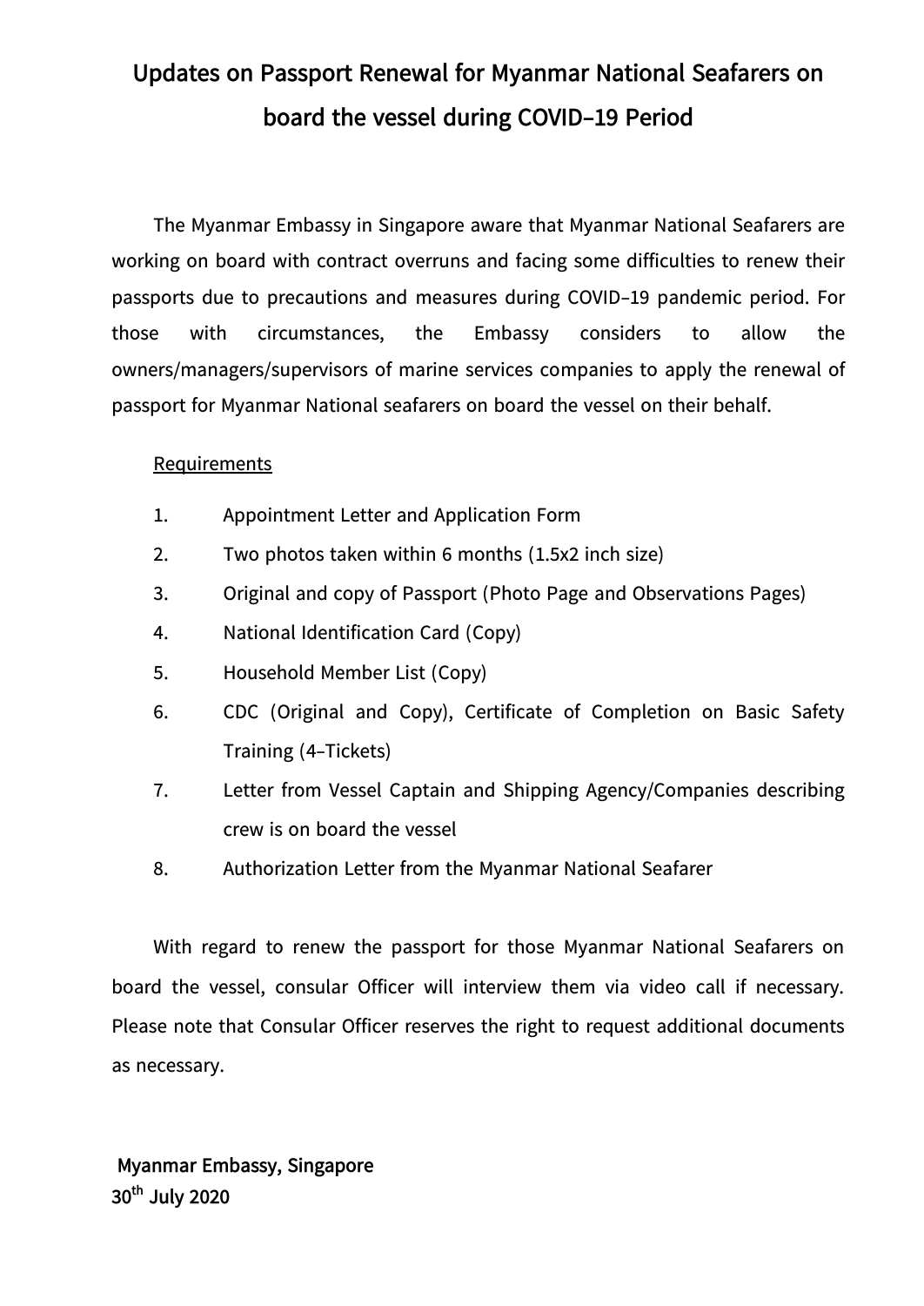# Updates on Passport Renewal for Myanmar National Seafarers on board the vessel during COVID-19 Period

The Myanmar Embassy in Singapore aware that Myanmar National Seafarers are working on board with contract overruns and facing some difficulties to renew their passports due to precautions and measures during COVID-19 pandemic period. For those with circumstances, the Embassy considers to allow the owners/managers/supervisors of marine services companies to apply the renewal of passport for Myanmar National seafarers on board the vessel on their behalf.

<u>Requirements</u>

1. Appointment Letter and Application Form
2. Two photos taken within 6 months (1.5x2 inch size)
3. Original and copy of Passport (Photo Page and Observations Pages)
4. National Identification Card (Copy)
5. Household Member List (Copy)
6. CDC (Original and Copy), Certificate of Completion on Basic Safety Training (4-Tickets)
7. Letter from Vessel Captain and Shipping Agency/Companies describing crew is on board the vessel
8. Authorization Letter from the Myanmar National Seafarer

With regard to renew the passport for those Myanmar National Seafarers on board the vessel, consular Officer will interview them via video call if necessary. Please note that Consular Officer reserves the right to request additional documents as necessary.

Myanmar Embassy, Singapore
30th July 2020